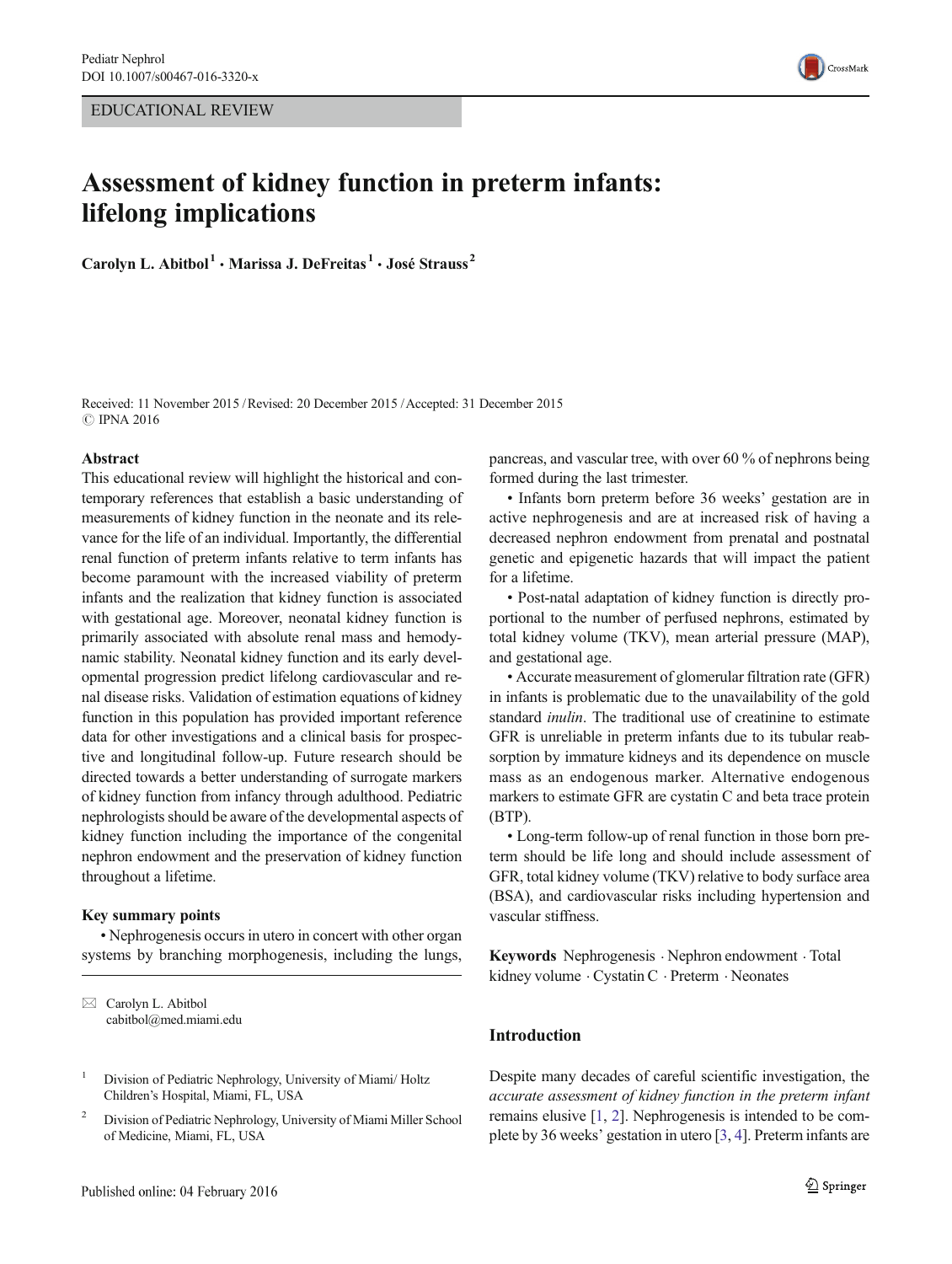EDUCATIONAL REVIEW

# Assessment of kidney function in preterm infants: lifelong implications

**Carolyn L. Abitbol[1] · Marissa J. DeFreitas[1] · José Strauss[2]**

Received: 11 November 2015 / Revised: 20 December 2015 / Accepted: 31 December 2015
© IPNA 2016

**Abstract**
This educational review will highlight the historical and contemporary references that establish a basic understanding of measurements of kidney function in the neonate and its relevance for the life of an individual. Importantly, the differential renal function of preterm infants relative to term infants has become paramount with the increased viability of preterm infants and the realization that kidney function is associated with gestational age. Moreover, neonatal kidney function is primarily associated with absolute renal mass and hemodynamic stability. Neonatal kidney function and its early developmental progression predict lifelong cardiovascular and renal disease risks. Validation of estimation equations of kidney function in this population has provided important reference data for other investigations and a clinical basis for prospective and longitudinal follow-up. Future research should be directed towards a better understanding of surrogate markers of kidney function from infancy through adulthood. Pediatric nephrologists should be aware of the developmental aspects of kidney function including the importance of the congenital nephron endowment and the preservation of kidney function throughout a lifetime.

**Key summary points**

- Nephrogenesis occurs in utero in concert with other organ systems by branching morphogenesis, including the lungs, pancreas, and vascular tree, with over 60 % of nephrons being formed during the last trimester.
- Infants born preterm before 36 weeks' gestation are in active nephrogenesis and are at increased risk of having a decreased nephron endowment from prenatal and postnatal genetic and epigenetic hazards that will impact the patient for a lifetime.
- Post-natal adaptation of kidney function is directly proportional to the number of perfused nephrons, estimated by total kidney volume (TKV), mean arterial pressure (MAP), and gestational age.
- Accurate measurement of glomerular filtration rate (GFR) in infants is problematic due to the unavailability of the gold standard *inulin*. The traditional use of creatinine to estimate GFR is unreliable in preterm infants due to its tubular reabsorption by immature kidneys and its dependence on muscle mass as an endogenous marker. Alternative endogenous markers to estimate GFR are cystatin C and beta trace protein (BTP).
- Long-term follow-up of renal function in those born preterm should be life long and should include assessment of GFR, total kidney volume (TKV) relative to body surface area (BSA), and cardiovascular risks including hypertension and vascular stiffness.

**Keywords** Nephrogenesis · Nephron endowment · Total kidney volume · Cystatin C · Preterm · Neonates

✉ Carolyn L. Abitbol
cabitbol@med.miami.edu

[1] Division of Pediatric Nephrology, University of Miami/ Holtz Children's Hospital, Miami, FL, USA

[2] Division of Pediatric Nephrology, University of Miami Miller School of Medicine, Miami, FL, USA

## Introduction

Despite many decades of careful scientific investigation, the *accurate assessment of kidney function in the preterm infant* remains elusive [1, 2]. Nephrogenesis is intended to be complete by 36 weeks' gestation in utero [3, 4]. Preterm infants are

Published online: 04 February 2016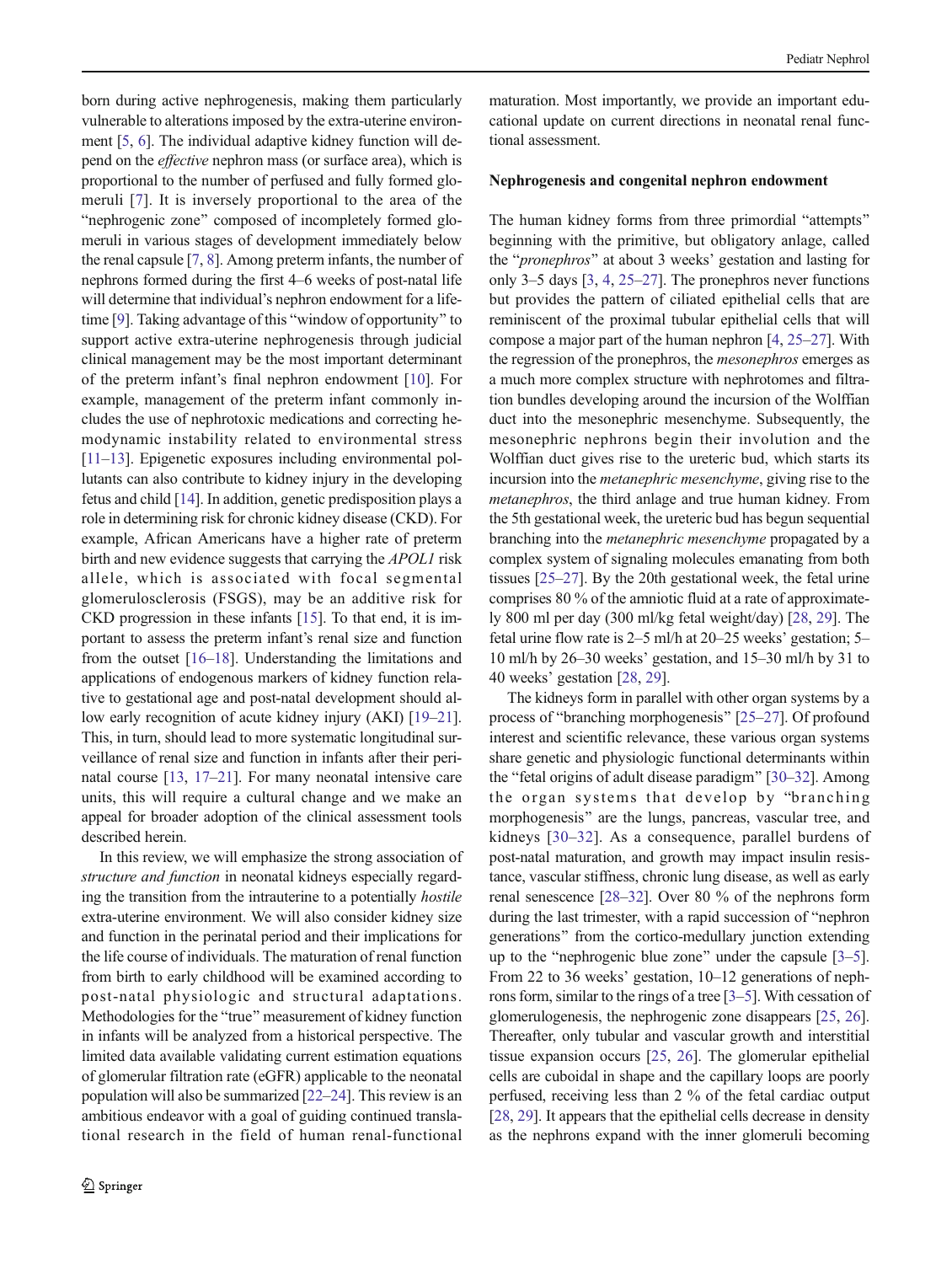born during active nephrogenesis, making them particularly vulnerable to alterations imposed by the extra-uterine environment [5, 6]. The individual adaptive kidney function will depend on the *effective* nephron mass (or surface area), which is proportional to the number of perfused and fully formed glomeruli [7]. It is inversely proportional to the area of the "nephrogenic zone" composed of incompletely formed glomeruli in various stages of development immediately below the renal capsule [7, 8]. Among preterm infants, the number of nephrons formed during the first 4–6 weeks of post-natal life will determine that individual's nephron endowment for a lifetime [9]. Taking advantage of this "window of opportunity" to support active extra-uterine nephrogenesis through judicial clinical management may be the most important determinant of the preterm infant's final nephron endowment [10]. For example, management of the preterm infant commonly includes the use of nephrotoxic medications and correcting hemodynamic instability related to environmental stress [11–13]. Epigenetic exposures including environmental pollutants can also contribute to kidney injury in the developing fetus and child [14]. In addition, genetic predisposition plays a role in determining risk for chronic kidney disease (CKD). For example, African Americans have a higher rate of preterm birth and new evidence suggests that carrying the *APOL1* risk allele, which is associated with focal segmental glomerulosclerosis (FSGS), may be an additive risk for CKD progression in these infants [15]. To that end, it is important to assess the preterm infant's renal size and function from the outset [16–18]. Understanding the limitations and applications of endogenous markers of kidney function relative to gestational age and post-natal development should allow early recognition of acute kidney injury (AKI) [19–21]. This, in turn, should lead to more systematic longitudinal surveillance of renal size and function in infants after their perinatal course [13, 17–21]. For many neonatal intensive care units, this will require a cultural change and we make an appeal for broader adoption of the clinical assessment tools described herein.

In this review, we will emphasize the strong association of *structure and function* in neonatal kidneys especially regarding the transition from the intrauterine to a potentially *hostile* extra-uterine environment. We will also consider kidney size and function in the perinatal period and their implications for the life course of individuals. The maturation of renal function from birth to early childhood will be examined according to post-natal physiologic and structural adaptations. Methodologies for the "true" measurement of kidney function in infants will be analyzed from a historical perspective. The limited data available validating current estimation equations of glomerular filtration rate (eGFR) applicable to the neonatal population will also be summarized [22–24]. This review is an ambitious endeavor with a goal of guiding continued translational research in the field of human renal-functional maturation. Most importantly, we provide an important educational update on current directions in neonatal renal functional assessment.

## Nephrogenesis and congenital nephron endowment

The human kidney forms from three primordial "attempts" beginning with the primitive, but obligatory anlage, called the "*pronephros*" at about 3 weeks' gestation and lasting for only 3–5 days [3, 4, 25–27]. The pronephros never functions but provides the pattern of ciliated epithelial cells that are reminiscent of the proximal tubular epithelial cells that will compose a major part of the human nephron [4, 25–27]. With the regression of the pronephros, the *mesonephros* emerges as a much more complex structure with nephrotomes and filtration bundles developing around the incursion of the Wolffian duct into the mesonephric mesenchyme. Subsequently, the mesonephric nephrons begin their involution and the Wolffian duct gives rise to the ureteric bud, which starts its incursion into the *metanephric mesenchyme*, giving rise to the *metanephros*, the third anlage and true human kidney. From the 5th gestational week, the ureteric bud has begun sequential branching into the *metanephric mesenchyme* propagated by a complex system of signaling molecules emanating from both tissues [25–27]. By the 20th gestational week, the fetal urine comprises 80 % of the amniotic fluid at a rate of approximately 800 ml per day (300 ml/kg fetal weight/day) [28, 29]. The fetal urine flow rate is 2–5 ml/h at 20–25 weeks' gestation; 5–10 ml/h by 26–30 weeks' gestation, and 15–30 ml/h by 31 to 40 weeks' gestation [28, 29].

The kidneys form in parallel with other organ systems by a process of "branching morphogenesis" [25–27]. Of profound interest and scientific relevance, these various organ systems share genetic and physiologic functional determinants within the "fetal origins of adult disease paradigm" [30–32]. Among the organ systems that develop by "branching morphogenesis" are the lungs, pancreas, vascular tree, and kidneys [30–32]. As a consequence, parallel burdens of post-natal maturation, and growth may impact insulin resistance, vascular stiffness, chronic lung disease, as well as early renal senescence [28–32]. Over 80 % of the nephrons form during the last trimester, with a rapid succession of "nephron generations" from the cortico-medullary junction extending up to the "nephrogenic blue zone" under the capsule [3–5]. From 22 to 36 weeks' gestation, 10–12 generations of nephrons form, similar to the rings of a tree [3–5]. With cessation of glomerulogenesis, the nephrogenic zone disappears [25, 26]. Thereafter, only tubular and vascular growth and interstitial tissue expansion occurs [25, 26]. The glomerular epithelial cells are cuboidal in shape and the capillary loops are poorly perfused, receiving less than 2 % of the fetal cardiac output [28, 29]. It appears that the epithelial cells decrease in density as the nephrons expand with the inner glomeruli becoming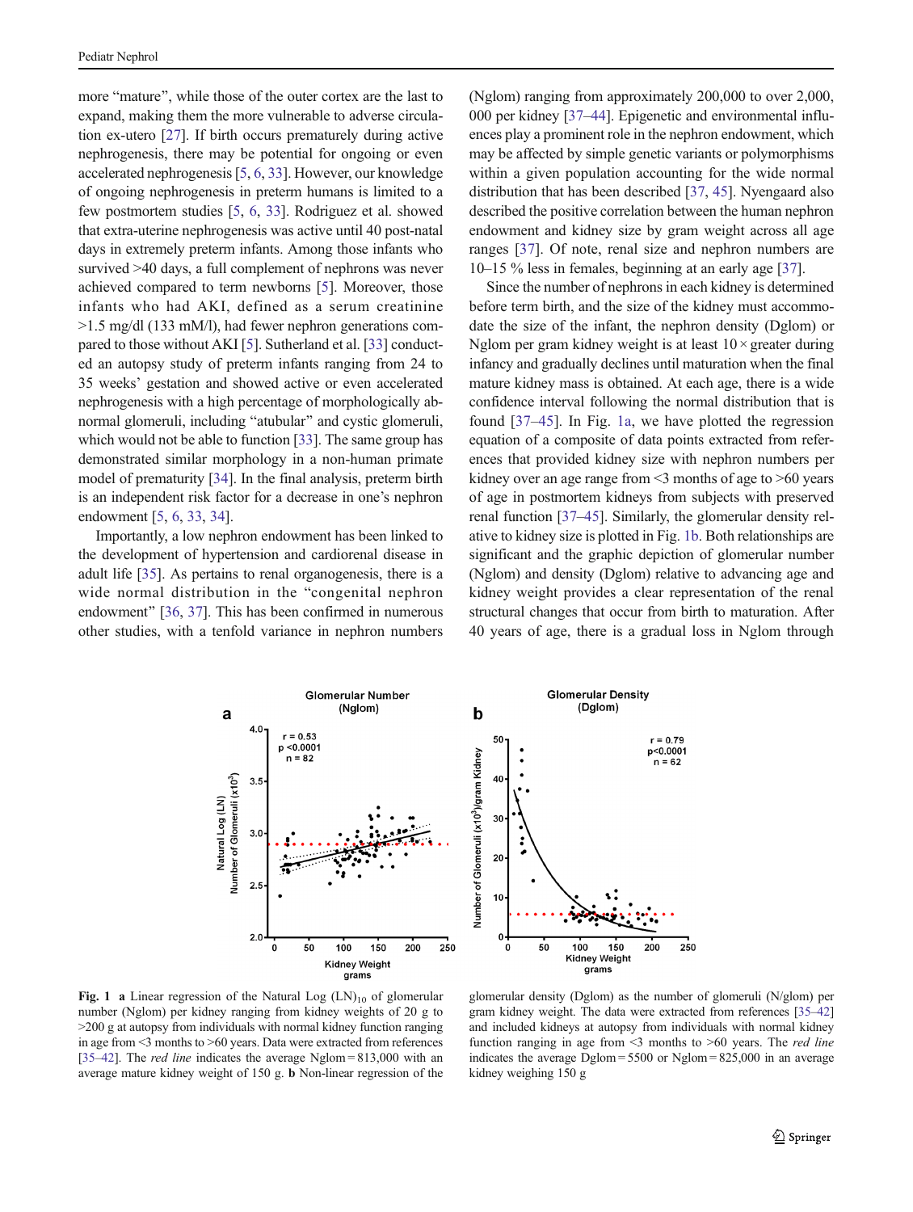more "mature", while those of the outer cortex are the last to expand, making them the more vulnerable to adverse circulation ex-utero [27]. If birth occurs prematurely during active nephrogenesis, there may be potential for ongoing or even accelerated nephrogenesis [5, 6, 33]. However, our knowledge of ongoing nephrogenesis in preterm humans is limited to a few postmortem studies [5, 6, 33]. Rodriguez et al. showed that extra-uterine nephrogenesis was active until 40 post-natal days in extremely preterm infants. Among those infants who survived >40 days, a full complement of nephrons was never achieved compared to term newborns [5]. Moreover, those infants who had AKI, defined as a serum creatinine >1.5 mg/dl (133 mM/l), had fewer nephron generations compared to those without AKI [5]. Sutherland et al. [33] conducted an autopsy study of preterm infants ranging from 24 to 35 weeks' gestation and showed active or even accelerated nephrogenesis with a high percentage of morphologically abnormal glomeruli, including "atubular" and cystic glomeruli, which would not be able to function [33]. The same group has demonstrated similar morphology in a non-human primate model of prematurity [34]. In the final analysis, preterm birth is an independent risk factor for a decrease in one's nephron endowment [5, 6, 33, 34].

Importantly, a low nephron endowment has been linked to the development of hypertension and cardiorenal disease in adult life [35]. As pertains to renal organogenesis, there is a wide normal distribution in the "congenital nephron endowment" [36, 37]. This has been confirmed in numerous other studies, with a tenfold variance in nephron numbers (Nglom) ranging from approximately 200,000 to over 2,000,000 per kidney [37–44]. Epigenetic and environmental influences play a prominent role in the nephron endowment, which may be affected by simple genetic variants or polymorphisms within a given population accounting for the wide normal distribution that has been described [37, 45]. Nyengaard also described the positive correlation between the human nephron endowment and kidney size by gram weight across all age ranges [37]. Of note, renal size and nephron numbers are 10–15 % less in females, beginning at an early age [37].

Since the number of nephrons in each kidney is determined before term birth, and the size of the kidney must accommodate the size of the infant, the nephron density (Dglom) or Nglom per gram kidney weight is at least 10 × greater during infancy and gradually declines until maturation when the final mature kidney mass is obtained. At each age, there is a wide confidence interval following the normal distribution that is found [37–45]. In Fig. 1a, we have plotted the regression equation of a composite of data points extracted from references that provided kidney size with nephron numbers per kidney over an age range from <3 months of age to >60 years of age in postmortem kidneys from subjects with preserved renal function [37–45]. Similarly, the glomerular density relative to kidney size is plotted in Fig. 1b. Both relationships are significant and the graphic depiction of glomerular number (Nglom) and density (Dglom) relative to advancing age and kidney weight provides a clear representation of the renal structural changes that occur from birth to maturation. After 40 years of age, there is a gradual loss in Nglom through

**Fig. 1** **a** Linear regression of the Natural Log $(LN)_{10}$ of glomerular number (Nglom) per kidney ranging from kidney weights of 20 g to >200 g at autopsy from individuals with normal kidney function ranging in age from <3 months to >60 years. Data were extracted from references [35–42]. The *red line* indicates the average Nglom = 813,000 with an average mature kidney weight of 150 g. **b** Non-linear regression of the glomerular density (Dglom) as the number of glomeruli (N/glom) per gram kidney weight. The data were extracted from references [35–42] and included kidneys at autopsy from individuals with normal kidney function ranging in age from <3 months to >60 years. The *red line* indicates the average Dglom = 5500 or Nglom = 825,000 in an average kidney weighing 150 g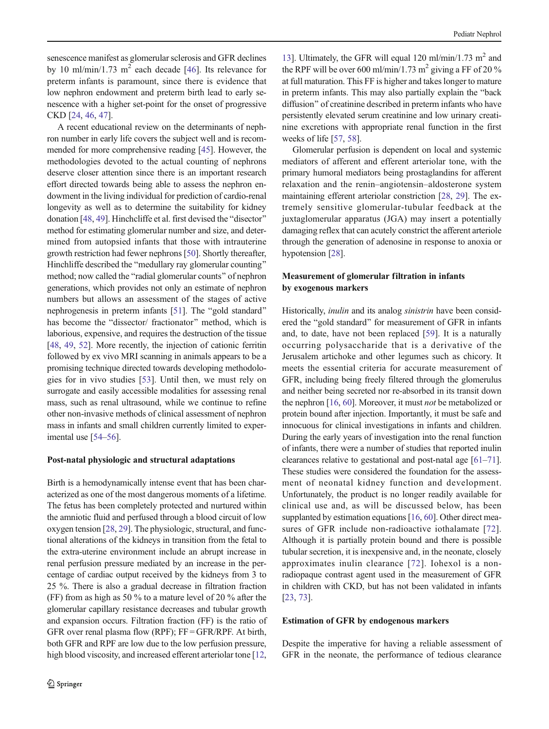senescence manifest as glomerular sclerosis and GFR declines by 10 ml/min/1.73 $m^2$ each decade [46]. Its relevance for preterm infants is paramount, since there is evidence that low nephron endowment and preterm birth lead to early senescence with a higher set-point for the onset of progressive CKD [24, 46, 47].

A recent educational review on the determinants of nephron number in early life covers the subject well and is recommended for more comprehensive reading [45]. However, the methodologies devoted to the actual counting of nephrons deserve closer attention since there is an important research effort directed towards being able to assess the nephron endowment in the living individual for prediction of cardio-renal longevity as well as to determine the suitability for kidney donation [48, 49]. Hinchcliffe et al. first devised the "disector" method for estimating glomerular number and size, and determined from autopsied infants that those with intrauterine growth restriction had fewer nephrons [50]. Shortly thereafter, Hinchcliffe described the "medullary ray glomerular counting" method; now called the "radial glomerular counts" of nephron generations, which provides not only an estimate of nephron numbers but allows an assessment of the stages of active nephrogenesis in preterm infants [51]. The "gold standard" has become the "dissector/ fractionator" method, which is laborious, expensive, and requires the destruction of the tissue [48, 49, 52]. More recently, the injection of cationic ferritin followed by ex vivo MRI scanning in animals appears to be a promising technique directed towards developing methodologies for in vivo studies [53]. Until then, we must rely on surrogate and easily accessible modalities for assessing renal mass, such as renal ultrasound, while we continue to refine other non-invasive methods of clinical assessment of nephron mass in infants and small children currently limited to experimental use [54–56].

## Post-natal physiologic and structural adaptations

Birth is a hemodynamically intense event that has been characterized as one of the most dangerous moments of a lifetime. The fetus has been completely protected and nurtured within the amniotic fluid and perfused through a blood circuit of low oxygen tension [28, 29]. The physiologic, structural, and functional alterations of the kidneys in transition from the fetal to the extra-uterine environment include an abrupt increase in renal perfusion pressure mediated by an increase in the percentage of cardiac output received by the kidneys from 3 to 25 %. There is also a gradual decrease in filtration fraction (FF) from as high as 50 % to a mature level of 20 % after the glomerular capillary resistance decreases and tubular growth and expansion occurs. Filtration fraction (FF) is the ratio of GFR over renal plasma flow (RPF); FF = GFR/RPF. At birth, both GFR and RPF are low due to the low perfusion pressure, high blood viscosity, and increased efferent arteriolar tone [12, 13]. Ultimately, the GFR will equal 120 ml/min/1.73 $m^2$ and the RPF will be over 600 ml/min/1.73 $m^2$ giving a FF of 20 % at full maturation. This FF is higher and takes longer to mature in preterm infants. This may also partially explain the "back diffusion" of creatinine described in preterm infants who have persistently elevated serum creatinine and low urinary creatinine excretions with appropriate renal function in the first weeks of life [57, 58].

Glomerular perfusion is dependent on local and systemic mediators of afferent and efferent arteriolar tone, with the primary humoral mediators being prostaglandins for afferent relaxation and the renin–angiotensin–aldosterone system maintaining efferent arteriolar constriction [28, 29]. The extremely sensitive glomerular-tubular feedback at the juxtaglomerular apparatus (JGA) may insert a potentially damaging reflex that can acutely constrict the afferent arteriole through the generation of adenosine in response to anoxia or hypotension [28].

## Measurement of glomerular filtration in infants by exogenous markers

Historically, *inulin* and its analog *sinistrin* have been considered the "gold standard" for measurement of GFR in infants and, to date, have not been replaced [59]. It is a naturally occurring polysaccharide that is a derivative of the Jerusalem artichoke and other legumes such as chicory. It meets the essential criteria for accurate measurement of GFR, including being freely filtered through the glomerulus and neither being secreted nor re-absorbed in its transit down the nephron [16, 60]. Moreover, it must *not* be metabolized or protein bound after injection. Importantly, it must be safe and innocuous for clinical investigations in infants and children. During the early years of investigation into the renal function of infants, there were a number of studies that reported inulin clearances relative to gestational and post-natal age [61–71]. These studies were considered the foundation for the assessment of neonatal kidney function and development. Unfortunately, the product is no longer readily available for clinical use and, as will be discussed below, has been supplanted by estimation equations [16, 60]. Other direct measures of GFR include non-radioactive iothalamate [72]. Although it is partially protein bound and there is possible tubular secretion, it is inexpensive and, in the neonate, closely approximates inulin clearance [72]. Iohexol is a non-radiopaque contrast agent used in the measurement of GFR in children with CKD, but has not been validated in infants [23, 73].

## Estimation of GFR by endogenous markers

Despite the imperative for having a reliable assessment of GFR in the neonate, the performance of tedious clearance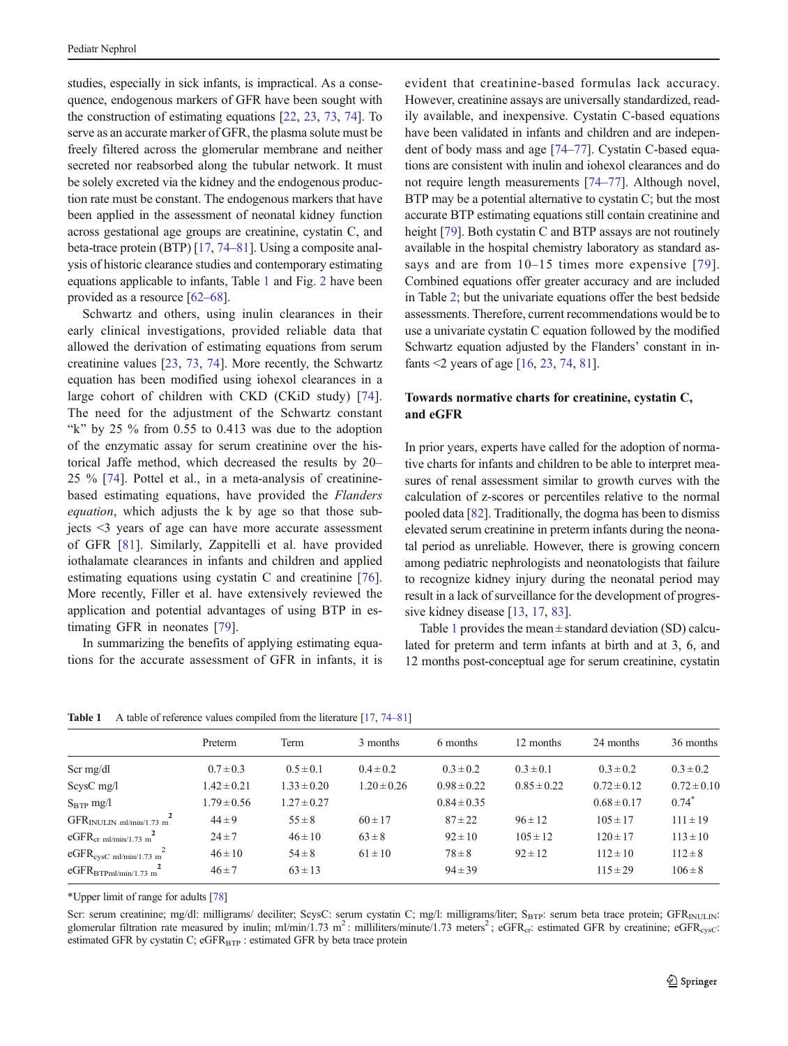studies, especially in sick infants, is impractical. As a consequence, endogenous markers of GFR have been sought with the construction of estimating equations [22, 23, 73, 74]. To serve as an accurate marker of GFR, the plasma solute must be freely filtered across the glomerular membrane and neither secreted nor reabsorbed along the tubular network. It must be solely excreted via the kidney and the endogenous production rate must be constant. The endogenous markers that have been applied in the assessment of neonatal kidney function across gestational age groups are creatinine, cystatin C, and beta-trace protein (BTP) [17, 74–81]. Using a composite analysis of historic clearance studies and contemporary estimating equations applicable to infants, Table 1 and Fig. 2 have been provided as a resource [62–68].

Schwartz and others, using inulin clearances in their early clinical investigations, provided reliable data that allowed the derivation of estimating equations from serum creatinine values [23, 73, 74]. More recently, the Schwartz equation has been modified using iohexol clearances in a large cohort of children with CKD (CKiD study) [74]. The need for the adjustment of the Schwartz constant "k" by 25 % from 0.55 to 0.413 was due to the adoption of the enzymatic assay for serum creatinine over the historical Jaffe method, which decreased the results by 20–25 % [74]. Pottel et al., in a meta-analysis of creatinine-based estimating equations, have provided the *Flanders equation*, which adjusts the k by age so that those subjects <3 years of age can have more accurate assessment of GFR [81]. Similarly, Zappitelli et al. have provided iothalamate clearances in infants and children and applied estimating equations using cystatin C and creatinine [76]. More recently, Filler et al. have extensively reviewed the application and potential advantages of using BTP in estimating GFR in neonates [79].

In summarizing the benefits of applying estimating equations for the accurate assessment of GFR in infants, it is evident that creatinine-based formulas lack accuracy. However, creatinine assays are universally standardized, readily available, and inexpensive. Cystatin C-based equations have been validated in infants and children and are independent of body mass and age [74–77]. Cystatin C-based equations are consistent with inulin and iohexol clearances and do not require length measurements [74–77]. Although novel, BTP may be a potential alternative to cystatin C; but the most accurate BTP estimating equations still contain creatinine and height [79]. Both cystatin C and BTP assays are not routinely available in the hospital chemistry laboratory as standard assays and are from 10–15 times more expensive [79]. Combined equations offer greater accuracy and are included in Table 2; but the univariate equations offer the best bedside assessments. Therefore, current recommendations would be to use a univariate cystatin C equation followed by the modified Schwartz equation adjusted by the Flanders' constant in infants <2 years of age [16, 23, 74, 81].

## Towards normative charts for creatinine, cystatin C, and eGFR

In prior years, experts have called for the adoption of normative charts for infants and children to be able to interpret measures of renal assessment similar to growth curves with the calculation of z-scores or percentiles relative to the normal pooled data [82]. Traditionally, the dogma has been to dismiss elevated serum creatinine in preterm infants during the neonatal period as unreliable. However, there is growing concern among pediatric nephrologists and neonatologists that failure to recognize kidney injury during the neonatal period may result in a lack of surveillance for the development of progressive kidney disease [13, 17, 83].

Table 1 provides the mean ± standard deviation (SD) calculated for preterm and term infants at birth and at 3, 6, and 12 months post-conceptual age for serum creatinine, cystatin

**Table 1** A table of reference values compiled from the literature [17, 74–81]

| | Preterm | Term | 3 months | 6 months | 12 months | 24 months | 36 months |
|---|---|---|---|---|---|---|---|
| Scr mg/dl | 0.7 ± 0.3 | 0.5 ± 0.1 | 0.4 ± 0.2 | 0.3 ± 0.2 | 0.3 ± 0.1 | 0.3 ± 0.2 | 0.3 ± 0.2 |
| ScysC mg/l | 1.42 ± 0.21 | 1.33 ± 0.20 | 1.20 ± 0.26 | 0.98 ± 0.22 | 0.85 ± 0.22 | 0.72 ± 0.12 | 0.72 ± 0.10 |
| $S_{BTP}$ mg/l | 1.79 ± 0.56 | 1.27 ± 0.27 | | 0.84 ± 0.35 | | 0.68 ± 0.17 | 0.74* |
| $GFR_{INULIN}$ ml/min/1.73 $m^2$ | 44 ± 9 | 55 ± 8 | 60 ± 17 | 87 ± 22 | 96 ± 12 | 105 ± 17 | 111 ± 19 |
| $eGFR_{cr}$ ml/min/1.73 $m^2$ | 24 ± 7 | 46 ± 10 | 63 ± 8 | 92 ± 10 | 105 ± 12 | 120 ± 17 | 113 ± 10 |
| $eGFR_{cysC}$ ml/min/1.73 $m^2$ | 46 ± 10 | 54 ± 8 | 61 ± 10 | 78 ± 8 | 92 ± 12 | 112 ± 10 | 112 ± 8 |
| $eGFR_{BTP}$ ml/min/1.73 $m^2$ | 46 ± 7 | 63 ± 13 | | 94 ± 39 | | 115 ± 29 | 106 ± 8 |

*Upper limit of range for adults [78]

Scr: serum creatinine; mg/dl: milligrams/ deciliter; ScysC: serum cystatin C; mg/l: milligrams/liter; $S_{BTP}$: serum beta trace protein; $GFR_{INULIN}$: glomerular filtration rate measured by inulin; ml/min/1.73 $m^2$: milliliters/minute/1.73 meters$^2$; $eGFR_{cr}$: estimated GFR by creatinine; $eGFR_{cysC}$: estimated GFR by cystatin C; $eGFR_{BTP}$ : estimated GFR by beta trace protein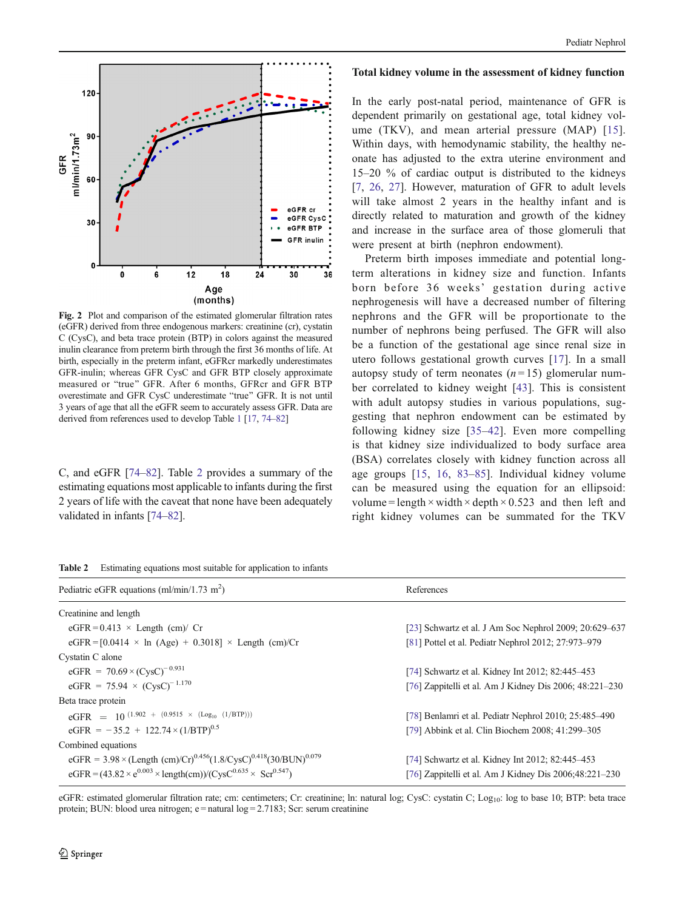Fig. 2 Plot and comparison of the estimated glomerular filtration rates (eGFR) derived from three endogenous markers: creatinine (cr), cystatin C (CysC), and beta trace protein (BTP) in colors against the measured inulin clearance from preterm birth through the first 36 months of life. At birth, especially in the preterm infant, eGFRcr markedly underestimates GFR-inulin; whereas GFR CysC and GFR BTP closely approximate measured or "true" GFR. After 6 months, GFRcr and GFR BTP overestimate and GFR CysC underestimate "true" GFR. It is not until 3 years of age that all the eGFR seem to accurately assess GFR. Data are derived from references used to develop Table 1 [17, 74–82]

C, and eGFR [74–82]. Table 2 provides a summary of the estimating equations most applicable to infants during the first 2 years of life with the caveat that none have been adequately validated in infants [74–82].

## Total kidney volume in the assessment of kidney function

In the early post-natal period, maintenance of GFR is dependent primarily on gestational age, total kidney volume (TKV), and mean arterial pressure (MAP) [15]. Within days, with hemodynamic stability, the healthy neonate has adjusted to the extra uterine environment and 15–20 % of cardiac output is distributed to the kidneys [7, 26, 27]. However, maturation of GFR to adult levels will take almost 2 years in the healthy infant and is directly related to maturation and growth of the kidney and increase in the surface area of those glomeruli that were present at birth (nephron endowment).

Preterm birth imposes immediate and potential long-term alterations in kidney size and function. Infants born before 36 weeks' gestation during active nephrogenesis will have a decreased number of filtering nephrons and the GFR will be proportionate to the number of nephrons being perfused. The GFR will also be a function of the gestational age since renal size in utero follows gestational growth curves [17]. In a small autopsy study of term neonates ($n = 15$) glomerular number correlated to kidney weight [43]. This is consistent with adult autopsy studies in various populations, suggesting that nephron endowment can be estimated by following kidney size [35–42]. Even more compelling is that kidney size individualized to body surface area (BSA) correlates closely with kidney function across all age groups [15, 16, 83–85]. Individual kidney volume can be measured using the equation for an ellipsoid: volume = length × width × depth × 0.523 and then left and right kidney volumes can be summated for the TKV

Table 2 Estimating equations most suitable for application to infants

| Pediatric eGFR equations (ml/min/1.73 m$^2$) | References |
|---|---|
| Creatinine and length | |
| $\text{eGFR} = 0.413 \times \text{Length (cm)} / \text{Cr}$ | [23] Schwartz et al. J Am Soc Nephrol 2009; 20:629–637 |
| $\text{eGFR} = [0.0414 \times \ln(\text{Age}) + 0.3018] \times \text{Length (cm)}/\text{Cr}$ | [81] Pottel et al. Pediatr Nephrol 2012; 27:973–979 |
| Cystatin C alone | |
| $\text{eGFR} = 70.69 \times (\text{CysC})^{-0.931}$ | [74] Schwartz et al. Kidney Int 2012; 82:445–453 |
| $\text{eGFR} = 75.94 \times (\text{CysC})^{-1.170}$ | [76] Zappitelli et al. Am J Kidney Dis 2006; 48:221–230 |
| Beta trace protein | |
| $\text{eGFR} = 10^{(1.902 + (0.9515 \times (\text{Log}_{10}(1/\text{BTP}))))}$ | [78] Benlamri et al. Pediatr Nephrol 2010; 25:485–490 |
| $\text{eGFR} = -35.2 + 122.74 \times (1/\text{BTP})^{0.5}$ | [79] Abbink et al. Clin Biochem 2008; 41:299–305 |
| Combined equations | |
| $\text{eGFR} = 3.98 \times (\text{Length (cm)}/\text{Cr})^{0.456}(1.8/\text{CysC})^{0.418}(30/\text{BUN})^{0.079}$ | [74] Schwartz et al. Kidney Int 2012; 82:445–453 |
| $\text{eGFR} = (43.82 \times e^{0.003} \times \text{length(cm)})/(\text{CysC}^{0.635} \times \text{Scr}^{0.547})$ | [76] Zappitelli et al. Am J Kidney Dis 2006;48:221–230 |

eGFR: estimated glomerular filtration rate; cm: centimeters; Cr: creatinine; ln: natural log; CysC: cystatin C; Log$_{10}$: log to base 10; BTP: beta trace protein; BUN: blood urea nitrogen; e = natural log = 2.7183; Scr: serum creatinine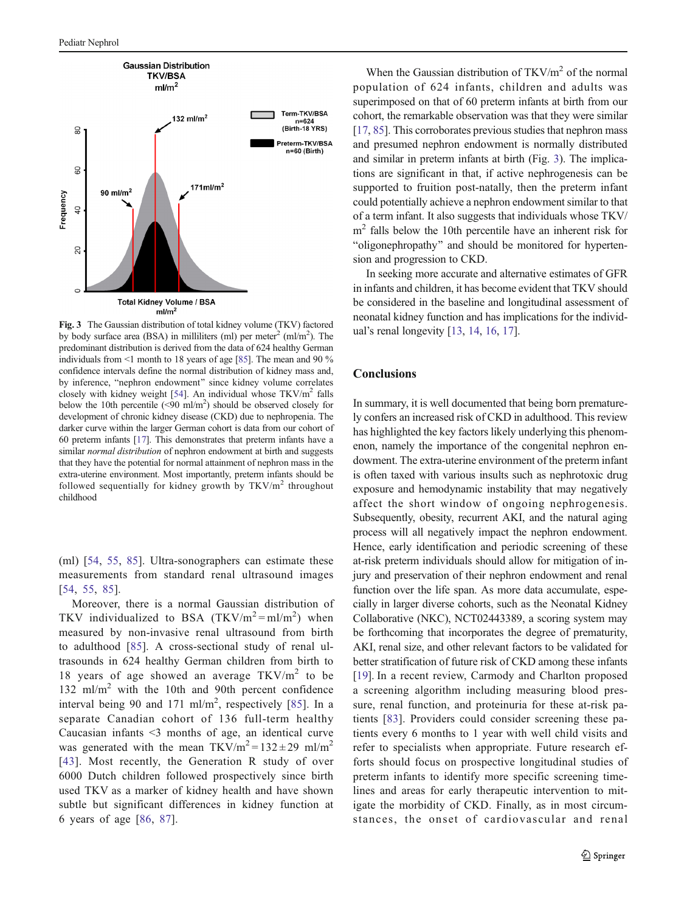Fig. 3 The Gaussian distribution of total kidney volume (TKV) factored by body surface area (BSA) in milliliters (ml) per meter$^2$ (ml/m$^2$). The predominant distribution is derived from the data of 624 healthy German individuals from <1 month to 18 years of age [85]. The mean and 90 % confidence intervals define the normal distribution of kidney mass and, by inference, "nephron endowment" since kidney volume correlates closely with kidney weight [54]. An individual whose TKV/m$^2$ falls below the 10th percentile (<90 ml/m$^2$) should be observed closely for development of chronic kidney disease (CKD) due to nephropenia. The darker curve within the larger German cohort is data from our cohort of 60 preterm infants [17]. This demonstrates that preterm infants have a similar *normal distribution* of nephron endowment at birth and suggests that they have the potential for normal attainment of nephron mass in the extra-uterine environment. Most importantly, preterm infants should be followed sequentially for kidney growth by TKV/m$^2$ throughout childhood

(ml) [54, 55, 85]. Ultra-sonographers can estimate these measurements from standard renal ultrasound images [54, 55, 85].

Moreover, there is a normal Gaussian distribution of TKV individualized to BSA (TKV/m$^2$ = ml/m$^2$) when measured by non-invasive renal ultrasound from birth to adulthood [85]. A cross-sectional study of renal ultrasounds in 624 healthy German children from birth to 18 years of age showed an average TKV/m$^2$ to be 132 ml/m$^2$ with the 10th and 90th percent confidence interval being 90 and 171 ml/m$^2$, respectively [85]. In a separate Canadian cohort of 136 full-term healthy Caucasian infants <3 months of age, an identical curve was generated with the mean TKV/m$^2$ = 132 ± 29 ml/m$^2$ [43]. Most recently, the Generation R study of over 6000 Dutch children followed prospectively since birth used TKV as a marker of kidney health and have shown subtle but significant differences in kidney function at 6 years of age [86, 87].

When the Gaussian distribution of TKV/m$^2$ of the normal population of 624 infants, children and adults was superimposed on that of 60 preterm infants at birth from our cohort, the remarkable observation was that they were similar [17, 85]. This corroborates previous studies that nephron mass and presumed nephron endowment is normally distributed and similar in preterm infants at birth (Fig. 3). The implications are significant in that, if active nephrogenesis can be supported to fruition post-natally, then the preterm infant could potentially achieve a nephron endowment similar to that of a term infant. It also suggests that individuals whose TKV/m$^2$ falls below the 10th percentile have an inherent risk for "oligonephropathy" and should be monitored for hypertension and progression to CKD.

In seeking more accurate and alternative estimates of GFR in infants and children, it has become evident that TKV should be considered in the baseline and longitudinal assessment of neonatal kidney function and has implications for the individual's renal longevity [13, 14, 16, 17].

## Conclusions

In summary, it is well documented that being born prematurely confers an increased risk of CKD in adulthood. This review has highlighted the key factors likely underlying this phenomenon, namely the importance of the congenital nephron endowment. The extra-uterine environment of the preterm infant is often taxed with various insults such as nephrotoxic drug exposure and hemodynamic instability that may negatively affect the short window of ongoing nephrogenesis. Subsequently, obesity, recurrent AKI, and the natural aging process will all negatively impact the nephron endowment. Hence, early identification and periodic screening of these at-risk preterm individuals should allow for mitigation of injury and preservation of their nephron endowment and renal function over the life span. As more data accumulate, especially in larger diverse cohorts, such as the Neonatal Kidney Collaborative (NKC), NCT02443389, a scoring system may be forthcoming that incorporates the degree of prematurity, AKI, renal size, and other relevant factors to be validated for better stratification of future risk of CKD among these infants [19]. In a recent review, Carmody and Charlton proposed a screening algorithm including measuring blood pressure, renal function, and proteinuria for these at-risk patients [83]. Providers could consider screening these patients every 6 months to 1 year with well child visits and refer to specialists when appropriate. Future research efforts should focus on prospective longitudinal studies of preterm infants to identify more specific screening timelines and areas for early therapeutic intervention to mitigate the morbidity of CKD. Finally, as in most circumstances, the onset of cardiovascular and renal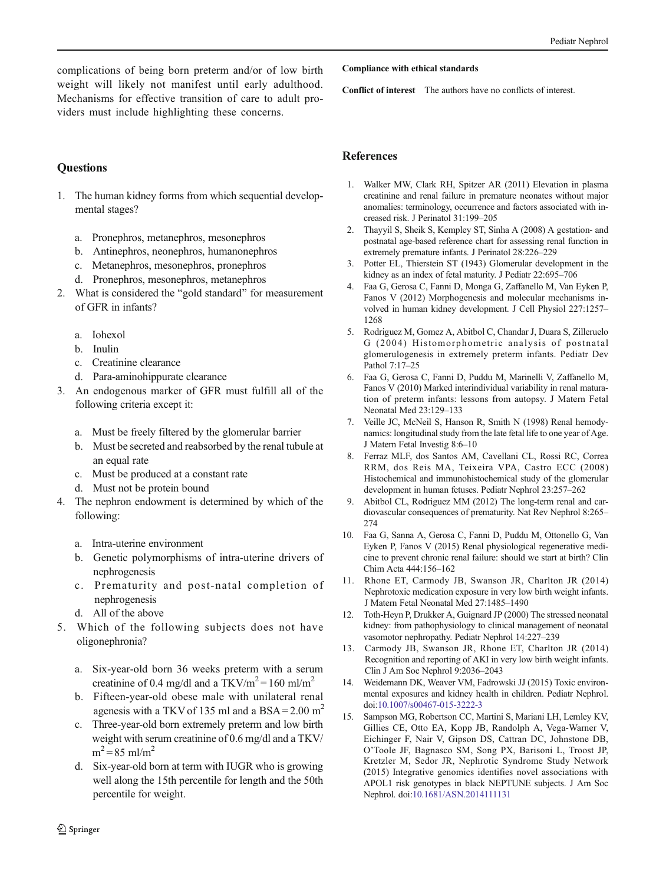complications of being born preterm and/or of low birth weight will likely not manifest until early adulthood. Mechanisms for effective transition of care to adult providers must include highlighting these concerns.

## Questions

1. The human kidney forms from which sequential developmental stages?

   a. Pronephros, metanephros, mesonephros
   b. Antinephros, neonephros, humanonephros
   c. Metanephros, mesonephros, pronephros
   d. Pronephros, mesonephros, metanephros

2. What is considered the "gold standard" for measurement of GFR in infants?

   a. Iohexol
   b. Inulin
   c. Creatinine clearance
   d. Para-aminohippurate clearance

3. An endogenous marker of GFR must fulfill all of the following criteria except it:

   a. Must be freely filtered by the glomerular barrier
   b. Must be secreted and reabsorbed by the renal tubule at an equal rate
   c. Must be produced at a constant rate
   d. Must not be protein bound

4. The nephron endowment is determined by which of the following:

   a. Intra-uterine environment
   b. Genetic polymorphisms of intra-uterine drivers of nephrogenesis
   c. Prematurity and post-natal completion of nephrogenesis
   d. All of the above

5. Which of the following subjects does not have oligonephronia?

   a. Six-year-old born 36 weeks preterm with a serum creatinine of 0.4 mg/dl and a TKV/$m^2$ = 160 ml/$m^2$
   b. Fifteen-year-old obese male with unilateral renal agenesis with a TKV of 135 ml and a BSA = 2.00 $m^2$
   c. Three-year-old born extremely preterm and low birth weight with serum creatinine of 0.6 mg/dl and a TKV/$m^2$ = 85 ml/$m^2$
   d. Six-year-old born at term with IUGR who is growing well along the 15th percentile for length and the 50th percentile for weight.

**Compliance with ethical standards**

**Conflict of interest** The authors have no conflicts of interest.

## References

1. Walker MW, Clark RH, Spitzer AR (2011) Elevation in plasma creatinine and renal failure in premature neonates without major anomalies: terminology, occurrence and factors associated with increased risk. J Perinatol 31:199–205
2. Thayyil S, Sheik S, Kempley ST, Sinha A (2008) A gestation- and postnatal age-based reference chart for assessing renal function in extremely premature infants. J Perinatol 28:226–229
3. Potter EL, Thierstein ST (1943) Glomerular development in the kidney as an index of fetal maturity. J Pediatr 22:695–706
4. Faa G, Gerosa C, Fanni D, Monga G, Zaffanello M, Van Eyken P, Fanos V (2012) Morphogenesis and molecular mechanisms involved in human kidney development. J Cell Physiol 227:1257–1268
5. Rodriguez M, Gomez A, Abitbol C, Chandar J, Duara S, Zilleruelo G (2004) Histomorphometric analysis of postnatal glomerulogenesis in extremely preterm infants. Pediatr Dev Pathol 7:17–25
6. Faa G, Gerosa C, Fanni D, Puddu M, Marinelli V, Zaffanello M, Fanos V (2010) Marked interindividual variability in renal maturation of preterm infants: lessons from autopsy. J Matern Fetal Neonatal Med 23:129–133
7. Veille JC, McNeil S, Hanson R, Smith N (1998) Renal hemodynamics: longitudinal study from the late fetal life to one year of Age. J Matern Fetal Investig 8:6–10
8. Ferraz MLF, dos Santos AM, Cavellani CL, Rossi RC, Correa RRM, dos Reis MA, Teixeira VPA, Castro ECC (2008) Histochemical and immunohistochemical study of the glomerular development in human fetuses. Pediatr Nephrol 23:257–262
9. Abitbol CL, Rodriguez MM (2012) The long-term renal and cardiovascular consequences of prematurity. Nat Rev Nephrol 8:265–274
10. Faa G, Sanna A, Gerosa C, Fanni D, Puddu M, Ottonello G, Van Eyken P, Fanos V (2015) Renal physiological regenerative medicine to prevent chronic renal failure: should we start at birth? Clin Chim Acta 444:156–162
11. Rhone ET, Carmody JB, Swanson JR, Charlton JR (2014) Nephrotoxic medication exposure in very low birth weight infants. J Matern Fetal Neonatal Med 27:1485–1490
12. Toth-Heyn P, Drukker A, Guignard JP (2000) The stressed neonatal kidney: from pathophysiology to clinical management of neonatal vasomotor nephropathy. Pediatr Nephrol 14:227–239
13. Carmody JB, Swanson JR, Rhone ET, Charlton JR (2014) Recognition and reporting of AKI in very low birth weight infants. Clin J Am Soc Nephrol 9:2036–2043
14. Weidemann DK, Weaver VM, Fadrowski JJ (2015) Toxic environmental exposures and kidney health in children. Pediatr Nephrol. doi:10.1007/s00467-015-3222-3
15. Sampson MG, Robertson CC, Martini S, Mariani LH, Lemley KV, Gillies CE, Otto EA, Kopp JB, Randolph A, Vega-Warner V, Eichinger F, Nair V, Gipson DS, Cattran DC, Johnstone DB, O'Toole JF, Bagnasco SM, Song PX, Barisoni L, Troost JP, Kretzler M, Sedor JR, Nephrotic Syndrome Study Network (2015) Integrative genomics identifies novel associations with APOL1 risk genotypes in black NEPTUNE subjects. J Am Soc Nephrol. doi:10.1681/ASN.2014111131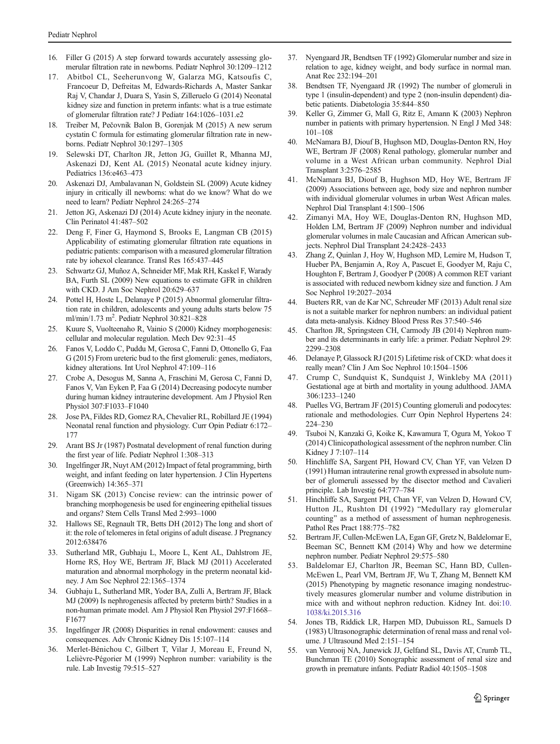16. Filler G (2015) A step forward towards accurately assessing glomerular filtration rate in newborns. Pediatr Nephrol 30:1209–1212
17. Abitbol CL, Seeherunvong W, Galarza MG, Katsoufis C, Francoeur D, Defreitas M, Edwards-Richards A, Master Sankar Raj V, Chandar J, Duara S, Yasin S, Zilleruelo G (2014) Neonatal kidney size and function in preterm infants: what is a true estimate of glomerular filtration rate? J Pediatr 164:1026–1031.e2
18. Treiber M, Pečovnik Balon B, Gorenjak M (2015) A new serum cystatin C formula for estimating glomerular filtration rate in newborns. Pediatr Nephrol 30:1297–1305
19. Selewski DT, Charlton JR, Jetton JG, Guillet R, Mhanna MJ, Askenazi DJ, Kent AL (2015) Neonatal acute kidney injury. Pediatrics 136:e463–473
20. Askenazi DJ, Ambalavanan N, Goldstein SL (2009) Acute kidney injury in critically ill newborns: what do we know? What do we need to learn? Pediatr Nephrol 24:265–274
21. Jetton JG, Askenazi DJ (2014) Acute kidney injury in the neonate. Clin Perinatol 41:487–502
22. Deng F, Finer G, Haymond S, Brooks E, Langman CB (2015) Applicability of estimating glomerular filtration rate equations in pediatric patients: comparison with a measured glomerular filtration rate by iohexol clearance. Transl Res 165:437–445
23. Schwartz GJ, Muñoz A, Schneider MF, Mak RH, Kaskel F, Warady BA, Furth SL (2009) New equations to estimate GFR in children with CKD. J Am Soc Nephrol 20:629–637
24. Pottel H, Hoste L, Delanaye P (2015) Abnormal glomerular filtration rate in children, adolescents and young adults starts below 75 ml/min/1.73 $m^2$. Pediatr Nephrol 30:821–828
25. Kuure S, Vuolteenaho R, Vainio S (2000) Kidney morphogenesis: cellular and molecular regulation. Mech Dev 92:31–45
26. Fanos V, Loddo C, Puddu M, Gerosa C, Fanni D, Ottonello G, Faa G (2015) From ureteric bud to the first glomeruli: genes, mediators, kidney alterations. Int Urol Nephrol 47:109–116
27. Crobe A, Desogus M, Sanna A, Fraschini M, Gerosa C, Fanni D, Fanos V, Van Eyken P, Faa G (2014) Decreasing podocyte number during human kidney intrauterine development. Am J Physiol Ren Physiol 307:F1033–F1040
28. Jose PA, Fildes RD, Gomez RA, Chevalier RL, Robillard JE (1994) Neonatal renal function and physiology. Curr Opin Pediatr 6:172–177
29. Arant BS Jr (1987) Postnatal development of renal function during the first year of life. Pediatr Nephrol 1:308–313
30. Ingelfinger JR, Nuyt AM (2012) Impact of fetal programming, birth weight, and infant feeding on later hypertension. J Clin Hypertens (Greenwich) 14:365–371
31. Nigam SK (2013) Concise review: can the intrinsic power of branching morphogenesis be used for engineering epithelial tissues and organs? Stem Cells Transl Med 2:993–1000
32. Hallows SE, Regnault TR, Betts DH (2012) The long and short of it: the role of telomeres in fetal origins of adult disease. J Pregnancy 2012:638476
33. Sutherland MR, Gubhaju L, Moore L, Kent AL, Dahlstrom JE, Horne RS, Hoy WE, Bertram JF, Black MJ (2011) Accelerated maturation and abnormal morphology in the preterm neonatal kidney. J Am Soc Nephrol 22:1365–1374
34. Gubhaju L, Sutherland MR, Yoder BA, Zulli A, Bertram JF, Black MJ (2009) Is nephrogenesis affected by preterm birth? Studies in a non-human primate model. Am J Physiol Ren Physiol 297:F1668–F1677
35. Ingelfinger JR (2008) Disparities in renal endowment: causes and consequences. Adv Chronic Kidney Dis 15:107–114
36. Merlet-Bénichou C, Gilbert T, Vilar J, Moreau E, Freund N, Lelièvre-Pégorier M (1999) Nephron number: variability is the rule. Lab Investig 79:515–527
37. Nyengaard JR, Bendtsen TF (1992) Glomerular number and size in relation to age, kidney weight, and body surface in normal man. Anat Rec 232:194–201
38. Bendtsen TF, Nyengaard JR (1992) The number of glomeruli in type 1 (insulin-dependent) and type 2 (non-insulin dependent) diabetic patients. Diabetologia 35:844–850
39. Keller G, Zimmer G, Mall G, Ritz E, Amann K (2003) Nephron number in patients with primary hypertension. N Engl J Med 348:101–108
40. McNamara BJ, Diouf B, Hughson MD, Douglas-Denton RN, Hoy WE, Bertram JF (2008) Renal pathology, glomerular number and volume in a West African urban community. Nephrol Dial Transplant 3:2576–2585
41. McNamara BJ, Diouf B, Hughson MD, Hoy WE, Bertram JF (2009) Associations between age, body size and nephron number with individual glomerular volumes in urban West African males. Nephrol Dial Transplant 4:1500–1506
42. Zimanyi MA, Hoy WE, Douglas-Denton RN, Hughson MD, Holden LM, Bertram JF (2009) Nephron number and individual glomerular volumes in male Caucasian and African American subjects. Nephrol Dial Transplant 24:2428–2433
43. Zhang Z, Quinlan J, Hoy W, Hughson MD, Lemire M, Hudson T, Hueber PA, Benjamin A, Roy A, Pascuet E, Goodyer M, Raju C, Houghton F, Bertram J, Goodyer P (2008) A common RET variant is associated with reduced newborn kidney size and function. J Am Soc Nephrol 19:2027–2034
44. Bueters RR, van de Kar NC, Schreuder MF (2013) Adult renal size is not a suitable marker for nephron numbers: an individual patient data meta-analysis. Kidney Blood Press Res 37:540–546
45. Charlton JR, Springsteen CH, Carmody JB (2014) Nephron number and its determinants in early life: a primer. Pediatr Nephrol 29:2299–2308
46. Delanaye P, Glassock RJ (2015) Lifetime risk of CKD: what does it really mean? Clin J Am Soc Nephrol 10:1504–1506
47. Crump C, Sundquist K, Sundquist J, Winkleby MA (2011) Gestational age at birth and mortality in young adulthood. JAMA 306:1233–1240
48. Puelles VG, Bertram JF (2015) Counting glomeruli and podocytes: rationale and methodologies. Curr Opin Nephrol Hypertens 24:224–230
49. Tsuboi N, Kanzaki G, Koike K, Kawamura T, Ogura M, Yokoo T (2014) Clinicopathological assessment of the nephron number. Clin Kidney J 7:107–114
50. Hinchliffe SA, Sargent PH, Howard CV, Chan YF, van Velzen D (1991) Human intrauterine renal growth expressed in absolute number of glomeruli assessed by the disector method and Cavalieri principle. Lab Investig 64:777–784
51. Hinchliffe SA, Sargent PH, Chan YF, van Velzen D, Howard CV, Hutton JL, Rushton DI (1992) "Medullary ray glomerular counting" as a method of assessment of human nephrogenesis. Pathol Res Pract 188:775–782
52. Bertram JF, Cullen-McEwen LA, Egan GF, Gretz N, Baldelomar E, Beeman SC, Bennett KM (2014) Why and how we determine nephron number. Pediatr Nephrol 29:575–580
53. Baldelomar EJ, Charlton JR, Beeman SC, Hann BD, Cullen-McEwen L, Pearl VM, Bertram JF, Wu T, Zhang M, Bennett KM (2015) Phenotyping by magnetic resonance imaging nondestructively measures glomerular number and volume distribution in mice with and without nephron reduction. Kidney Int. doi:10.1038/ki.2015.316
54. Jones TB, Riddick LR, Harpen MD, Dubuisson RL, Samuels D (1983) Ultrasonographic determination of renal mass and renal volume. J Ultrasound Med 2:151–154
55. van Venrooij NA, Junewick JJ, Gelfand SL, Davis AT, Crumb TL, Bunchman TE (2010) Sonographic assessment of renal size and growth in premature infants. Pediatr Radiol 40:1505–1508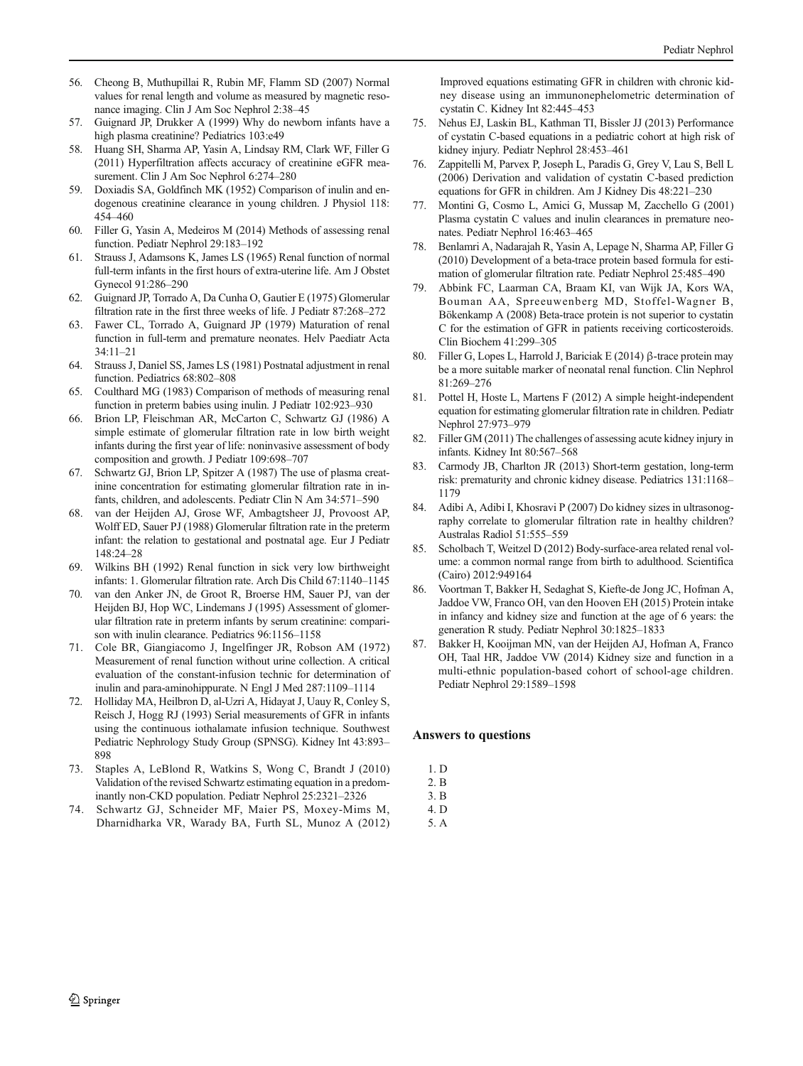56. Cheong B, Muthupillai R, Rubin MF, Flamm SD (2007) Normal values for renal length and volume as measured by magnetic resonance imaging. Clin J Am Soc Nephrol 2:38–45
57. Guignard JP, Drukker A (1999) Why do newborn infants have a high plasma creatinine? Pediatrics 103:e49
58. Huang SH, Sharma AP, Yasin A, Lindsay RM, Clark WF, Filler G (2011) Hyperfiltration affects accuracy of creatinine eGFR measurement. Clin J Am Soc Nephrol 6:274–280
59. Doxiadis SA, Goldfinch MK (1952) Comparison of inulin and endogenous creatinine clearance in young children. J Physiol 118: 454–460
60. Filler G, Yasin A, Medeiros M (2014) Methods of assessing renal function. Pediatr Nephrol 29:183–192
61. Strauss J, Adamsons K, James LS (1965) Renal function of normal full-term infants in the first hours of extra-uterine life. Am J Obstet Gynecol 91:286–290
62. Guignard JP, Torrado A, Da Cunha O, Gautier E (1975) Glomerular filtration rate in the first three weeks of life. J Pediatr 87:268–272
63. Fawer CL, Torrado A, Guignard JP (1979) Maturation of renal function in full-term and premature neonates. Helv Paediatr Acta 34:11–21
64. Strauss J, Daniel SS, James LS (1981) Postnatal adjustment in renal function. Pediatrics 68:802–808
65. Coulthard MG (1983) Comparison of methods of measuring renal function in preterm babies using inulin. J Pediatr 102:923–930
66. Brion LP, Fleischman AR, McCarton C, Schwartz GJ (1986) A simple estimate of glomerular filtration rate in low birth weight infants during the first year of life: noninvasive assessment of body composition and growth. J Pediatr 109:698–707
67. Schwartz GJ, Brion LP, Spitzer A (1987) The use of plasma creatinine concentration for estimating glomerular filtration rate in infants, children, and adolescents. Pediatr Clin N Am 34:571–590
68. van der Heijden AJ, Grose WF, Ambagtsheer JJ, Provoost AP, Wolff ED, Sauer PJ (1988) Glomerular filtration rate in the preterm infant: the relation to gestational and postnatal age. Eur J Pediatr 148:24–28
69. Wilkins BH (1992) Renal function in sick very low birthweight infants: 1. Glomerular filtration rate. Arch Dis Child 67:1140–1145
70. van den Anker JN, de Groot R, Broerse HM, Sauer PJ, van der Heijden BJ, Hop WC, Lindemans J (1995) Assessment of glomerular filtration rate in preterm infants by serum creatinine: comparison with inulin clearance. Pediatrics 96:1156–1158
71. Cole BR, Giangiacomo J, Ingelfinger JR, Robson AM (1972) Measurement of renal function without urine collection. A critical evaluation of the constant-infusion technic for determination of inulin and para-aminohippurate. N Engl J Med 287:1109–1114
72. Holliday MA, Heilbron D, al-Uzri A, Hidayat J, Uauy R, Conley S, Reisch J, Hogg RJ (1993) Serial measurements of GFR in infants using the continuous iothalamate infusion technique. Southwest Pediatric Nephrology Study Group (SPNSG). Kidney Int 43:893–898
73. Staples A, LeBlond R, Watkins S, Wong C, Brandt J (2010) Validation of the revised Schwartz estimating equation in a predominantly non-CKD population. Pediatr Nephrol 25:2321–2326
74. Schwartz GJ, Schneider MF, Maier PS, Moxey-Mims M, Dharnidharka VR, Warady BA, Furth SL, Munoz A (2012) Improved equations estimating GFR in children with chronic kidney disease using an immunonephelometric determination of cystatin C. Kidney Int 82:445–453
75. Nehus EJ, Laskin BL, Kathman TI, Bissler JJ (2013) Performance of cystatin C-based equations in a pediatric cohort at high risk of kidney injury. Pediatr Nephrol 28:453–461
76. Zappitelli M, Parvex P, Joseph L, Paradis G, Grey V, Lau S, Bell L (2006) Derivation and validation of cystatin C-based prediction equations for GFR in children. Am J Kidney Dis 48:221–230
77. Montini G, Cosmo L, Amici G, Mussap M, Zacchello G (2001) Plasma cystatin C values and inulin clearances in premature neonates. Pediatr Nephrol 16:463–465
78. Benlamri A, Nadarajah R, Yasin A, Lepage N, Sharma AP, Filler G (2010) Development of a beta-trace protein based formula for estimation of glomerular filtration rate. Pediatr Nephrol 25:485–490
79. Abbink FC, Laarman CA, Braam KI, van Wijk JA, Kors WA, Bouman AA, Spreeuwenberg MD, Stoffel-Wagner B, Bökenkamp A (2008) Beta-trace protein is not superior to cystatin C for the estimation of GFR in patients receiving corticosteroids. Clin Biochem 41:299–305
80. Filler G, Lopes L, Harrold J, Bariciak E (2014) β-trace protein may be a more suitable marker of neonatal renal function. Clin Nephrol 81:269–276
81. Pottel H, Hoste L, Martens F (2012) A simple height-independent equation for estimating glomerular filtration rate in children. Pediatr Nephrol 27:973–979
82. Filler GM (2011) The challenges of assessing acute kidney injury in infants. Kidney Int 80:567–568
83. Carmody JB, Charlton JR (2013) Short-term gestation, long-term risk: prematurity and chronic kidney disease. Pediatrics 131:1168–1179
84. Adibi A, Adibi I, Khosravi P (2007) Do kidney sizes in ultrasonography correlate to glomerular filtration rate in healthy children? Australas Radiol 51:555–559
85. Scholbach T, Weitzel D (2012) Body-surface-area related renal volume: a common normal range from birth to adulthood. Scientifica (Cairo) 2012:949164
86. Voortman T, Bakker H, Sedaghat S, Kiefte-de Jong JC, Hofman A, Jaddoe VW, Franco OH, van den Hooven EH (2015) Protein intake in infancy and kidney size and function at the age of 6 years: the generation R study. Pediatr Nephrol 30:1825–1833
87. Bakker H, Kooijman MN, van der Heijden AJ, Hofman A, Franco OH, Taal HR, Jaddoe VW (2014) Kidney size and function in a multi-ethnic population-based cohort of school-age children. Pediatr Nephrol 29:1589–1598

## Answers to questions

1. D
2. B
3. B
4. D
5. A